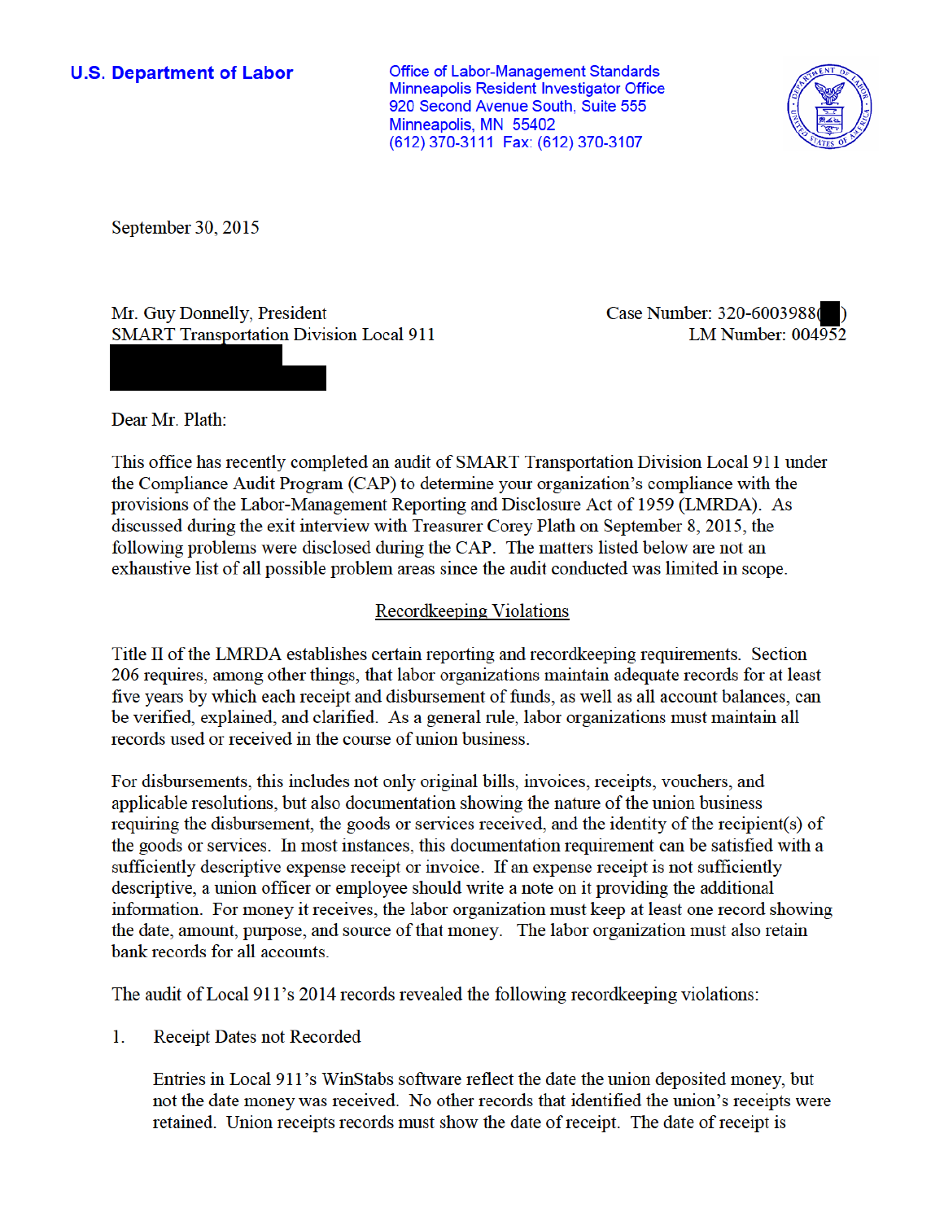**U.S. Department of Labor**

Office of Labor-Management Standards
Minneapolis Resident Investigator Office
920 Second Avenue South, Suite 555
Minneapolis, MN 55402
(612) 370-3111 Fax: (612) 370-3107

September 30, 2015

Mr. Guy Donnelly, President
SMART Transportation Division Local 911

Case Number: 320-6003988( )
LM Number: 004952

Dear Mr. Plath:

This office has recently completed an audit of SMART Transportation Division Local 911 under the Compliance Audit Program (CAP) to determine your organization's compliance with the provisions of the Labor-Management Reporting and Disclosure Act of 1959 (LMRDA). As discussed during the exit interview with Treasurer Corey Plath on September 8, 2015, the following problems were disclosed during the CAP. The matters listed below are not an exhaustive list of all possible problem areas since the audit conducted was limited in scope.

## Recordkeeping Violations

Title II of the LMRDA establishes certain reporting and recordkeeping requirements. Section 206 requires, among other things, that labor organizations maintain adequate records for at least five years by which each receipt and disbursement of funds, as well as all account balances, can be verified, explained, and clarified. As a general rule, labor organizations must maintain all records used or received in the course of union business.

For disbursements, this includes not only original bills, invoices, receipts, vouchers, and applicable resolutions, but also documentation showing the nature of the union business requiring the disbursement, the goods or services received, and the identity of the recipient(s) of the goods or services. In most instances, this documentation requirement can be satisfied with a sufficiently descriptive expense receipt or invoice. If an expense receipt is not sufficiently descriptive, a union officer or employee should write a note on it providing the additional information. For money it receives, the labor organization must keep at least one record showing the date, amount, purpose, and source of that money. The labor organization must also retain bank records for all accounts.

The audit of Local 911's 2014 records revealed the following recordkeeping violations:

1. Receipt Dates not Recorded

   Entries in Local 911's WinStabs software reflect the date the union deposited money, but not the date money was received. No other records that identified the union's receipts were retained. Union receipts records must show the date of receipt. The date of receipt is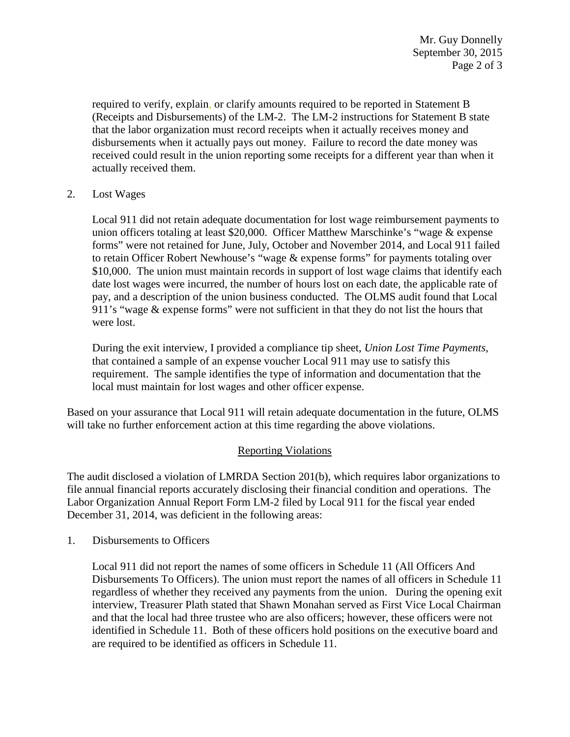required to verify, explain, or clarify amounts required to be reported in Statement B (Receipts and Disbursements) of the LM-2. The LM-2 instructions for Statement B state that the labor organization must record receipts when it actually receives money and disbursements when it actually pays out money. Failure to record the date money was received could result in the union reporting some receipts for a different year than when it actually received them.

2. Lost Wages

   Local 911 did not retain adequate documentation for lost wage reimbursement payments to union officers totaling at least $20,000. Officer Matthew Marschinke's "wage & expense forms" were not retained for June, July, October and November 2014, and Local 911 failed to retain Officer Robert Newhouse's "wage & expense forms" for payments totaling over $10,000. The union must maintain records in support of lost wage claims that identify each date lost wages were incurred, the number of hours lost on each date, the applicable rate of pay, and a description of the union business conducted. The OLMS audit found that Local 911's "wage & expense forms" were not sufficient in that they do not list the hours that were lost.

   During the exit interview, I provided a compliance tip sheet, *Union Lost Time Payments*, that contained a sample of an expense voucher Local 911 may use to satisfy this requirement. The sample identifies the type of information and documentation that the local must maintain for lost wages and other officer expense.

Based on your assurance that Local 911 will retain adequate documentation in the future, OLMS will take no further enforcement action at this time regarding the above violations.

## Reporting Violations

The audit disclosed a violation of LMRDA Section 201(b), which requires labor organizations to file annual financial reports accurately disclosing their financial condition and operations. The Labor Organization Annual Report Form LM-2 filed by Local 911 for the fiscal year ended December 31, 2014, was deficient in the following areas:

1. Disbursements to Officers

   Local 911 did not report the names of some officers in Schedule 11 (All Officers And Disbursements To Officers). The union must report the names of all officers in Schedule 11 regardless of whether they received any payments from the union. During the opening exit interview, Treasurer Plath stated that Shawn Monahan served as First Vice Local Chairman and that the local had three trustee who are also officers; however, these officers were not identified in Schedule 11. Both of these officers hold positions on the executive board and are required to be identified as officers in Schedule 11.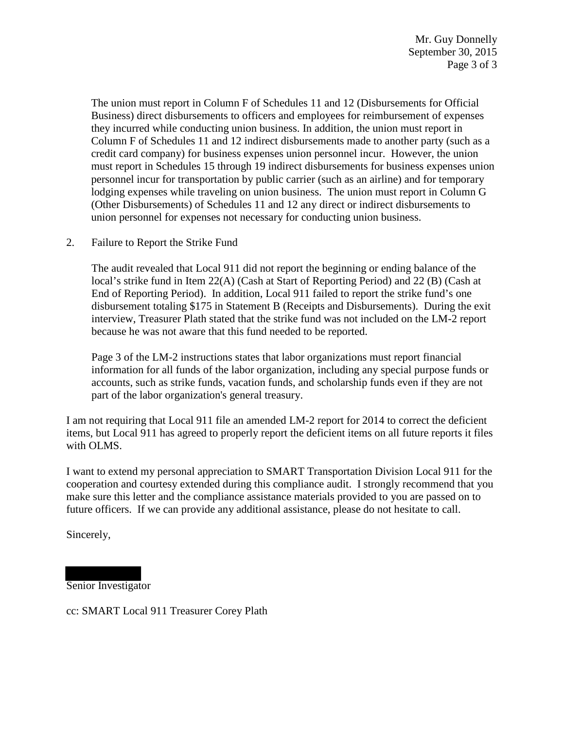The union must report in Column F of Schedules 11 and 12 (Disbursements for Official Business) direct disbursements to officers and employees for reimbursement of expenses they incurred while conducting union business. In addition, the union must report in Column F of Schedules 11 and 12 indirect disbursements made to another party (such as a credit card company) for business expenses union personnel incur. However, the union must report in Schedules 15 through 19 indirect disbursements for business expenses union personnel incur for transportation by public carrier (such as an airline) and for temporary lodging expenses while traveling on union business. The union must report in Column G (Other Disbursements) of Schedules 11 and 12 any direct or indirect disbursements to union personnel for expenses not necessary for conducting union business.

2. Failure to Report the Strike Fund

The audit revealed that Local 911 did not report the beginning or ending balance of the local's strike fund in Item 22(A) (Cash at Start of Reporting Period) and 22 (B) (Cash at End of Reporting Period). In addition, Local 911 failed to report the strike fund's one disbursement totaling $175 in Statement B (Receipts and Disbursements). During the exit interview, Treasurer Plath stated that the strike fund was not included on the LM-2 report because he was not aware that this fund needed to be reported.

Page 3 of the LM-2 instructions states that labor organizations must report financial information for all funds of the labor organization, including any special purpose funds or accounts, such as strike funds, vacation funds, and scholarship funds even if they are not part of the labor organization's general treasury.

I am not requiring that Local 911 file an amended LM-2 report for 2014 to correct the deficient items, but Local 911 has agreed to properly report the deficient items on all future reports it files with OLMS.

I want to extend my personal appreciation to SMART Transportation Division Local 911 for the cooperation and courtesy extended during this compliance audit. I strongly recommend that you make sure this letter and the compliance assistance materials provided to you are passed on to future officers. If we can provide any additional assistance, please do not hesitate to call.

Sincerely,

Senior Investigator

cc: SMART Local 911 Treasurer Corey Plath